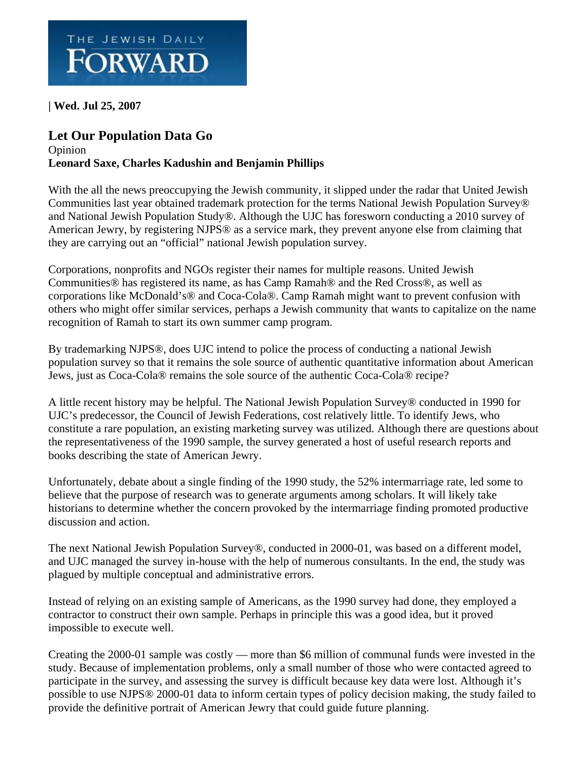THE JEWISH DAILY FORWARD

**| Wed. Jul 25, 2007**

## Let Our Population Data Go

Opinion

**Leonard Saxe, Charles Kadushin and Benjamin Phillips**

With the all the news preoccupying the Jewish community, it slipped under the radar that United Jewish Communities last year obtained trademark protection for the terms National Jewish Population Survey® and National Jewish Population Study®. Although the UJC has foresworn conducting a 2010 survey of American Jewry, by registering NJPS® as a service mark, they prevent anyone else from claiming that they are carrying out an "official" national Jewish population survey.

Corporations, nonprofits and NGOs register their names for multiple reasons. United Jewish Communities® has registered its name, as has Camp Ramah® and the Red Cross®, as well as corporations like McDonald's® and Coca-Cola®. Camp Ramah might want to prevent confusion with others who might offer similar services, perhaps a Jewish community that wants to capitalize on the name recognition of Ramah to start its own summer camp program.

By trademarking NJPS®, does UJC intend to police the process of conducting a national Jewish population survey so that it remains the sole source of authentic quantitative information about American Jews, just as Coca-Cola® remains the sole source of the authentic Coca-Cola® recipe?

A little recent history may be helpful. The National Jewish Population Survey® conducted in 1990 for UJC's predecessor, the Council of Jewish Federations, cost relatively little. To identify Jews, who constitute a rare population, an existing marketing survey was utilized. Although there are questions about the representativeness of the 1990 sample, the survey generated a host of useful research reports and books describing the state of American Jewry.

Unfortunately, debate about a single finding of the 1990 study, the 52% intermarriage rate, led some to believe that the purpose of research was to generate arguments among scholars. It will likely take historians to determine whether the concern provoked by the intermarriage finding promoted productive discussion and action.

The next National Jewish Population Survey®, conducted in 2000-01, was based on a different model, and UJC managed the survey in-house with the help of numerous consultants. In the end, the study was plagued by multiple conceptual and administrative errors.

Instead of relying on an existing sample of Americans, as the 1990 survey had done, they employed a contractor to construct their own sample. Perhaps in principle this was a good idea, but it proved impossible to execute well.

Creating the 2000-01 sample was costly — more than $6 million of communal funds were invested in the study. Because of implementation problems, only a small number of those who were contacted agreed to participate in the survey, and assessing the survey is difficult because key data were lost. Although it's possible to use NJPS® 2000-01 data to inform certain types of policy decision making, the study failed to provide the definitive portrait of American Jewry that could guide future planning.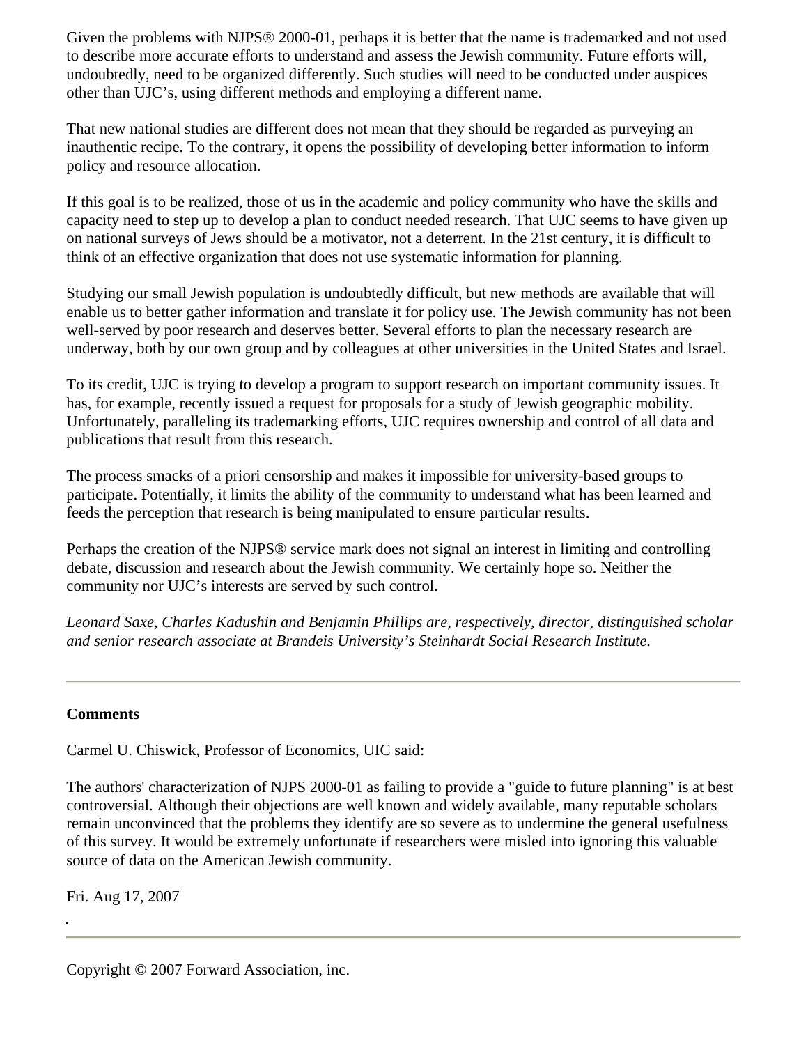Given the problems with NJPS® 2000-01, perhaps it is better that the name is trademarked and not used to describe more accurate efforts to understand and assess the Jewish community. Future efforts will, undoubtedly, need to be organized differently. Such studies will need to be conducted under auspices other than UJC's, using different methods and employing a different name.

That new national studies are different does not mean that they should be regarded as purveying an inauthentic recipe. To the contrary, it opens the possibility of developing better information to inform policy and resource allocation.

If this goal is to be realized, those of us in the academic and policy community who have the skills and capacity need to step up to develop a plan to conduct needed research. That UJC seems to have given up on national surveys of Jews should be a motivator, not a deterrent. In the 21st century, it is difficult to think of an effective organization that does not use systematic information for planning.

Studying our small Jewish population is undoubtedly difficult, but new methods are available that will enable us to better gather information and translate it for policy use. The Jewish community has not been well-served by poor research and deserves better. Several efforts to plan the necessary research are underway, both by our own group and by colleagues at other universities in the United States and Israel.

To its credit, UJC is trying to develop a program to support research on important community issues. It has, for example, recently issued a request for proposals for a study of Jewish geographic mobility. Unfortunately, paralleling its trademarking efforts, UJC requires ownership and control of all data and publications that result from this research.

The process smacks of a priori censorship and makes it impossible for university-based groups to participate. Potentially, it limits the ability of the community to understand what has been learned and feeds the perception that research is being manipulated to ensure particular results.

Perhaps the creation of the NJPS® service mark does not signal an interest in limiting and controlling debate, discussion and research about the Jewish community. We certainly hope so. Neither the community nor UJC's interests are served by such control.

*Leonard Saxe, Charles Kadushin and Benjamin Phillips are, respectively, director, distinguished scholar and senior research associate at Brandeis University's Steinhardt Social Research Institute.*

---

**Comments**

Carmel U. Chiswick, Professor of Economics, UIC said:

The authors' characterization of NJPS 2000-01 as failing to provide a "guide to future planning" is at best controversial. Although their objections are well known and widely available, many reputable scholars remain unconvinced that the problems they identify are so severe as to undermine the general usefulness of this survey. It would be extremely unfortunate if researchers were misled into ignoring this valuable source of data on the American Jewish community.

Fri. Aug 17, 2007

---

Copyright © 2007 Forward Association, inc.